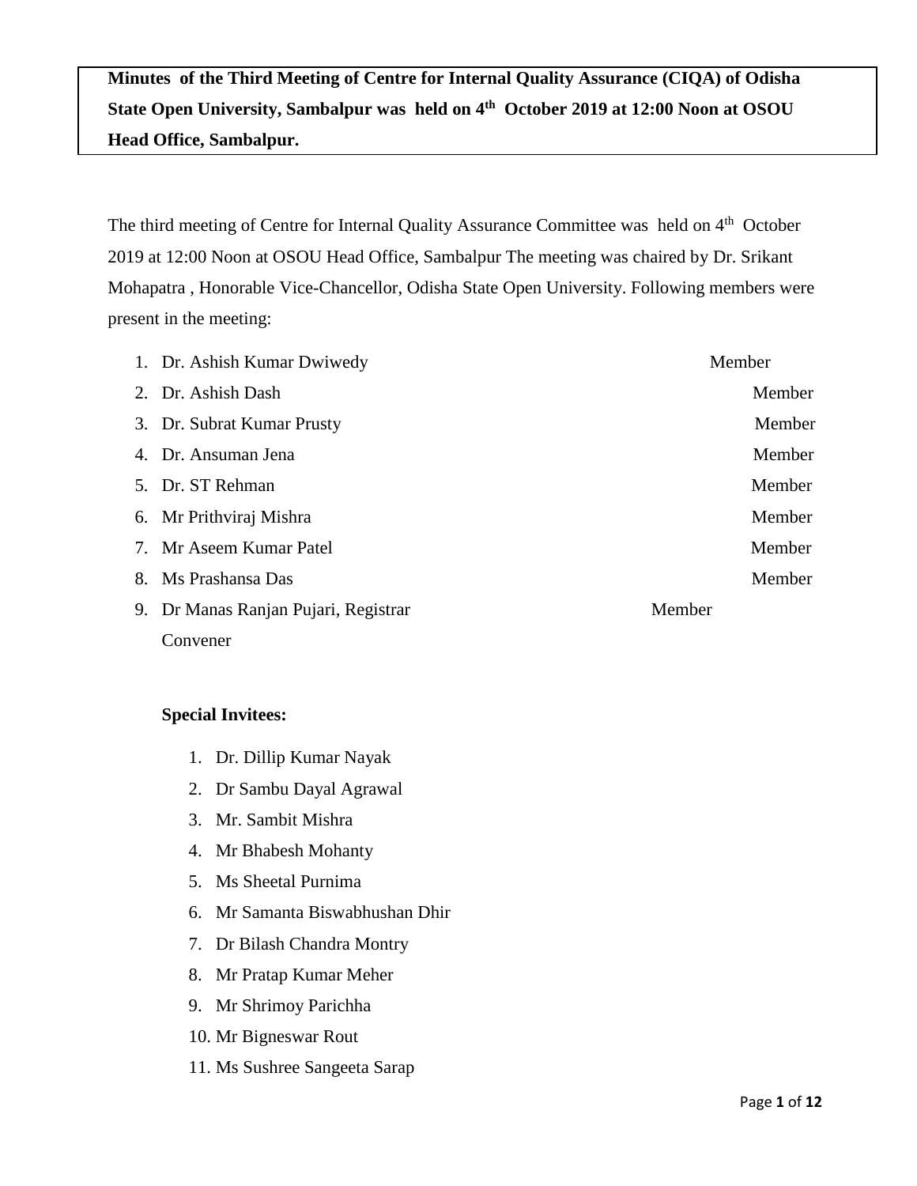**Minutes of the Third Meeting of Centre for Internal Quality Assurance (CIQA) of Odisha State Open University, Sambalpur was held on 4th October 2019 at 12:00 Noon at OSOU Head Office, Sambalpur.**

The third meeting of Centre for Internal Quality Assurance Committee was held on 4th October 2019 at 12:00 Noon at OSOU Head Office, Sambalpur The meeting was chaired by Dr. Srikant Mohapatra , Honorable Vice-Chancellor, Odisha State Open University. Following members were present in the meeting:

1. Dr. Ashish Kumar Dwiwedy — Member
2. Dr. Ashish Dash — Member
3. Dr. Subrat Kumar Prusty — Member
4. Dr. Ansuman Jena — Member
5. Dr. ST Rehman — Member
6. Mr Prithviraj Mishra — Member
7. Mr Aseem Kumar Patel — Member
8. Ms Prashansa Das — Member
9. Dr Manas Ranjan Pujari, Registrar — Member Convener

**Special Invitees:**

1. Dr. Dillip Kumar Nayak
2. Dr Sambu Dayal Agrawal
3. Mr. Sambit Mishra
4. Mr Bhabesh Mohanty
5. Ms Sheetal Purnima
6. Mr Samanta Biswabhushan Dhir
7. Dr Bilash Chandra Montry
8. Mr Pratap Kumar Meher
9. Mr Shrimoy Parichha
10. Mr Bigneswar Rout
11. Ms Sushree Sangeeta Sarap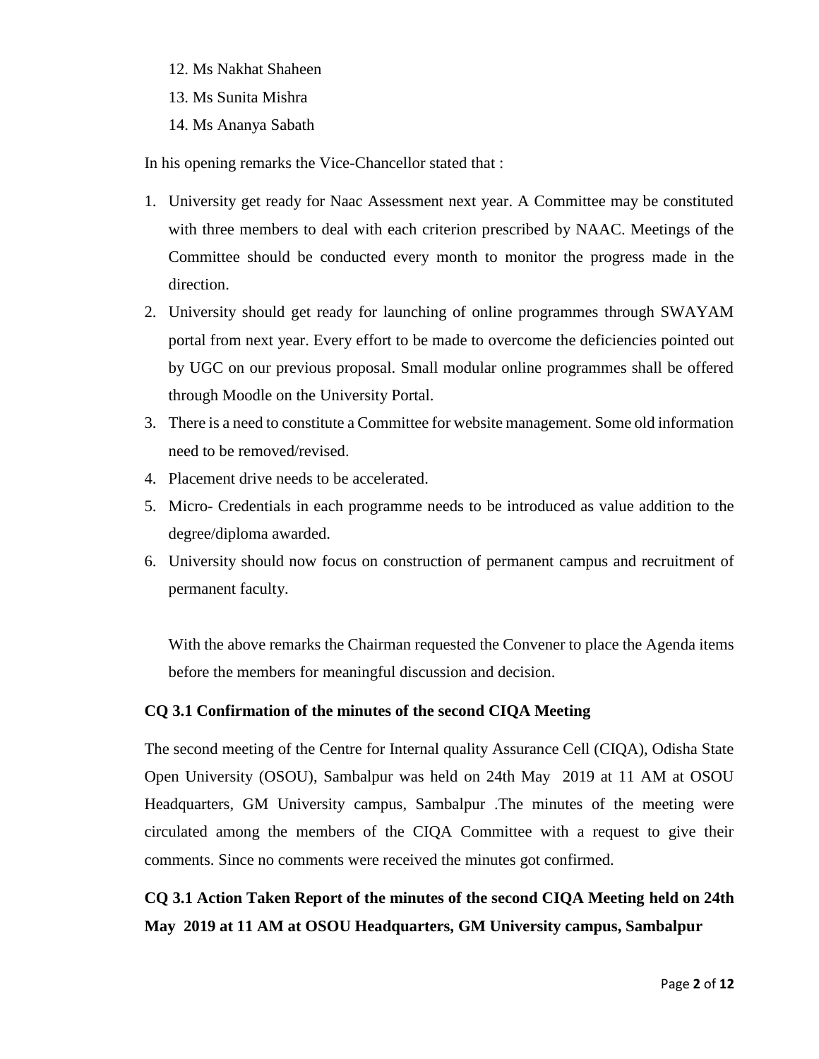12. Ms Nakhat Shaheen
13. Ms Sunita Mishra
14. Ms Ananya Sabath

In his opening remarks the Vice-Chancellor stated that :

1. University get ready for Naac Assessment next year. A Committee may be constituted with three members to deal with each criterion prescribed by NAAC. Meetings of the Committee should be conducted every month to monitor the progress made in the direction.
2. University should get ready for launching of online programmes through SWAYAM portal from next year. Every effort to be made to overcome the deficiencies pointed out by UGC on our previous proposal. Small modular online programmes shall be offered through Moodle on the University Portal.
3. There is a need to constitute a Committee for website management. Some old information need to be removed/revised.
4. Placement drive needs to be accelerated.
5. Micro- Credentials in each programme needs to be introduced as value addition to the degree/diploma awarded.
6. University should now focus on construction of permanent campus and recruitment of permanent faculty.

With the above remarks the Chairman requested the Convener to place the Agenda items before the members for meaningful discussion and decision.

**CQ 3.1 Confirmation of the minutes of the second CIQA Meeting**

The second meeting of the Centre for Internal quality Assurance Cell (CIQA), Odisha State Open University (OSOU), Sambalpur was held on 24th May 2019 at 11 AM at OSOU Headquarters, GM University campus, Sambalpur .The minutes of the meeting were circulated among the members of the CIQA Committee with a request to give their comments. Since no comments were received the minutes got confirmed.

**CQ 3.1 Action Taken Report of the minutes of the second CIQA Meeting held on 24th May 2019 at 11 AM at OSOU Headquarters, GM University campus, Sambalpur**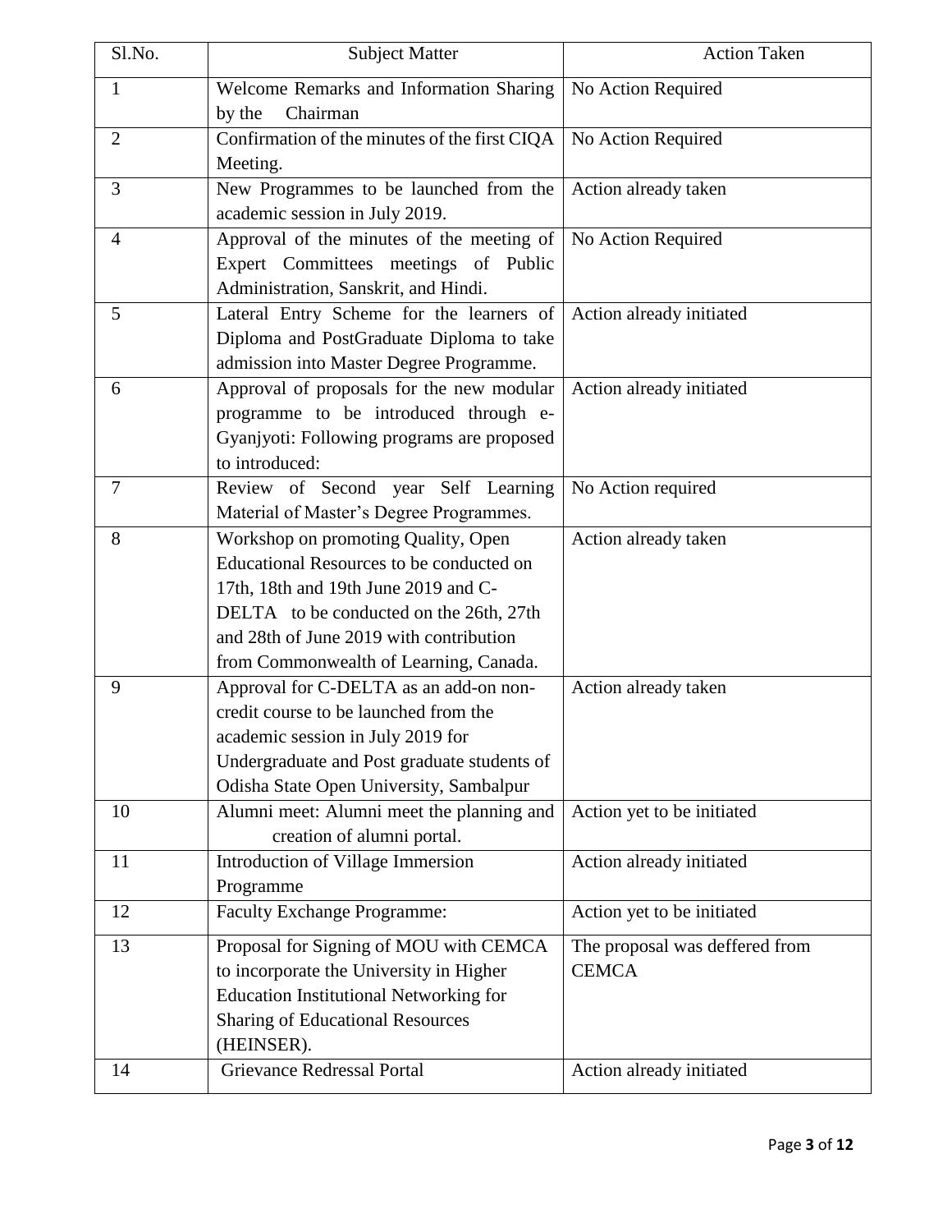| Sl.No. | Subject Matter | Action Taken |
| --- | --- | --- |
| 1 | Welcome Remarks and Information Sharing by the Chairman | No Action Required |
| 2 | Confirmation of the minutes of the first CIQA Meeting. | No Action Required |
| 3 | New Programmes to be launched from the academic session in July 2019. | Action already taken |
| 4 | Approval of the minutes of the meeting of Expert Committees meetings of Public Administration, Sanskrit, and Hindi. | No Action Required |
| 5 | Lateral Entry Scheme for the learners of Diploma and PostGraduate Diploma to take admission into Master Degree Programme. | Action already initiated |
| 6 | Approval of proposals for the new modular programme to be introduced through e-Gyanjyoti: Following programs are proposed to introduced: | Action already initiated |
| 7 | Review of Second year Self Learning Material of Master's Degree Programmes. | No Action required |
| 8 | Workshop on promoting Quality, Open Educational Resources to be conducted on 17th, 18th and 19th June 2019 and C-DELTA to be conducted on the 26th, 27th and 28th of June 2019 with contribution from Commonwealth of Learning, Canada. | Action already taken |
| 9 | Approval for C-DELTA as an add-on non-credit course to be launched from the academic session in July 2019 for Undergraduate and Post graduate students of Odisha State Open University, Sambalpur | Action already taken |
| 10 | Alumni meet: Alumni meet the planning and creation of alumni portal. | Action yet to be initiated |
| 11 | Introduction of Village Immersion Programme | Action already initiated |
| 12 | Faculty Exchange Programme: | Action yet to be initiated |
| 13 | Proposal for Signing of MOU with CEMCA to incorporate the University in Higher Education Institutional Networking for Sharing of Educational Resources (HEINSER). | The proposal was deffered from CEMCA |
| 14 | Grievance Redressal Portal | Action already initiated |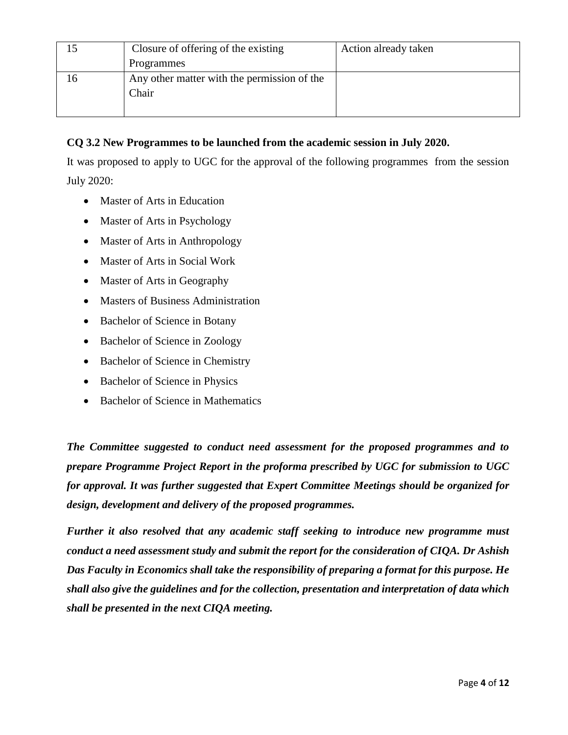| 15 | Closure of offering of the existing Programmes | Action already taken |
|---|---|---|
| 16 | Any other matter with the permission of the Chair | |

**CQ 3.2 New Programmes to be launched from the academic session in July 2020.**

It was proposed to apply to UGC for the approval of the following programmes from the session July 2020:

- Master of Arts in Education
- Master of Arts in Psychology
- Master of Arts in Anthropology
- Master of Arts in Social Work
- Master of Arts in Geography
- Masters of Business Administration
- Bachelor of Science in Botany
- Bachelor of Science in Zoology
- Bachelor of Science in Chemistry
- Bachelor of Science in Physics
- Bachelor of Science in Mathematics

***The Committee suggested to conduct need assessment for the proposed programmes and to prepare Programme Project Report in the proforma prescribed by UGC for submission to UGC for approval. It was further suggested that Expert Committee Meetings should be organized for design, development and delivery of the proposed programmes.***

***Further it also resolved that any academic staff seeking to introduce new programme must conduct a need assessment study and submit the report for the consideration of CIQA. Dr Ashish Das Faculty in Economics shall take the responsibility of preparing a format for this purpose. He shall also give the guidelines and for the collection, presentation and interpretation of data which shall be presented in the next CIQA meeting.***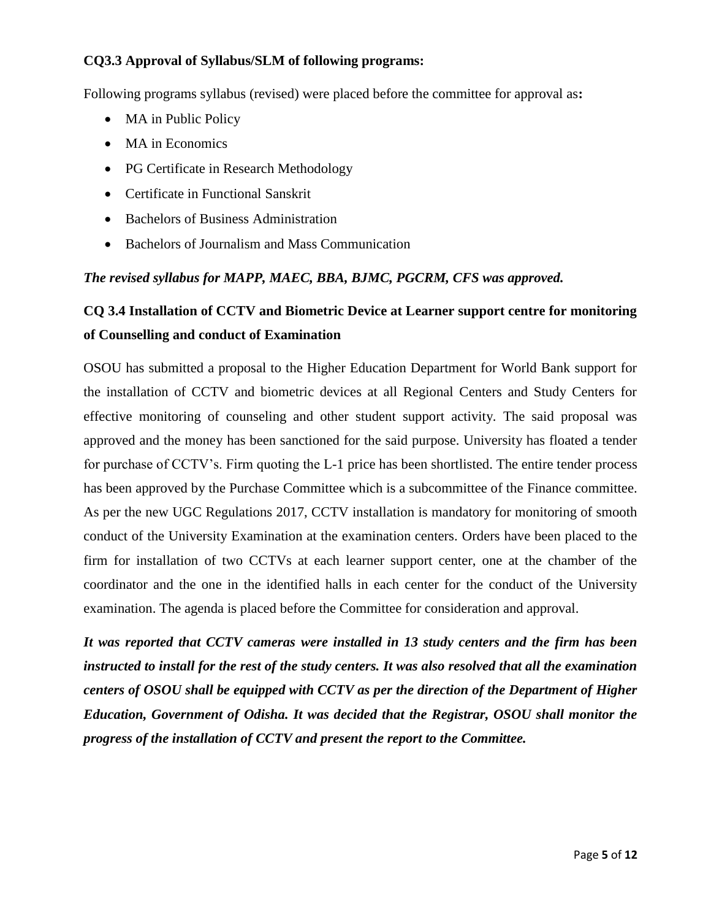### CQ3.3 Approval of Syllabus/SLM of following programs:

Following programs syllabus (revised) were placed before the committee for approval as**:**

- MA in Public Policy
- MA in Economics
- PG Certificate in Research Methodology
- Certificate in Functional Sanskrit
- Bachelors of Business Administration
- Bachelors of Journalism and Mass Communication

***The revised syllabus for MAPP, MAEC, BBA, BJMC, PGCRM, CFS was approved.***

### CQ 3.4 Installation of CCTV and Biometric Device at Learner support centre for monitoring of Counselling and conduct of Examination

OSOU has submitted a proposal to the Higher Education Department for World Bank support for the installation of CCTV and biometric devices at all Regional Centers and Study Centers for effective monitoring of counseling and other student support activity. The said proposal was approved and the money has been sanctioned for the said purpose. University has floated a tender for purchase of CCTV's. Firm quoting the L-1 price has been shortlisted. The entire tender process has been approved by the Purchase Committee which is a subcommittee of the Finance committee. As per the new UGC Regulations 2017, CCTV installation is mandatory for monitoring of smooth conduct of the University Examination at the examination centers. Orders have been placed to the firm for installation of two CCTVs at each learner support center, one at the chamber of the coordinator and the one in the identified halls in each center for the conduct of the University examination. The agenda is placed before the Committee for consideration and approval.

***It was reported that CCTV cameras were installed in 13 study centers and the firm has been instructed to install for the rest of the study centers. It was also resolved that all the examination centers of OSOU shall be equipped with CCTV as per the direction of the Department of Higher Education, Government of Odisha. It was decided that the Registrar, OSOU shall monitor the progress of the installation of CCTV and present the report to the Committee.***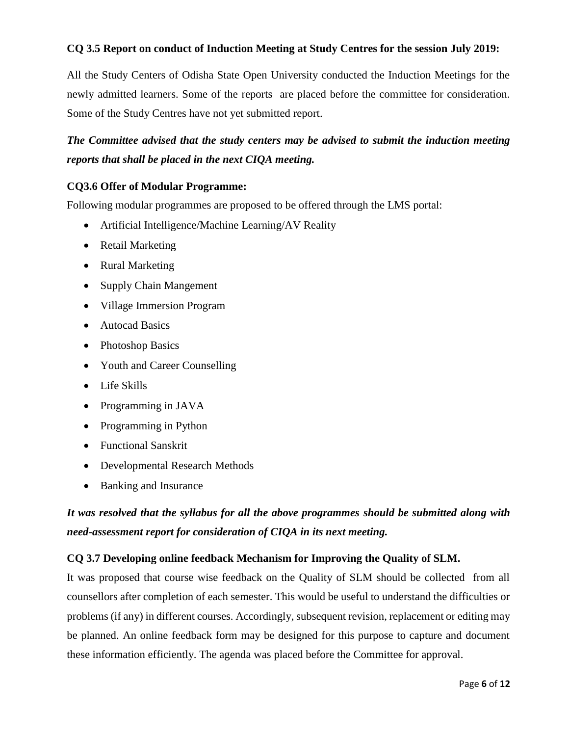**CQ 3.5 Report on conduct of Induction Meeting at Study Centres for the session July 2019:**

All the Study Centers of Odisha State Open University conducted the Induction Meetings for the newly admitted learners. Some of the reports are placed before the committee for consideration. Some of the Study Centres have not yet submitted report.

***The Committee advised that the study centers may be advised to submit the induction meeting reports that shall be placed in the next CIQA meeting.***

**CQ3.6 Offer of Modular Programme:**

Following modular programmes are proposed to be offered through the LMS portal:

- Artificial Intelligence/Machine Learning/AV Reality
- Retail Marketing
- Rural Marketing
- Supply Chain Mangement
- Village Immersion Program
- Autocad Basics
- Photoshop Basics
- Youth and Career Counselling
- Life Skills
- Programming in JAVA
- Programming in Python
- Functional Sanskrit
- Developmental Research Methods
- Banking and Insurance

***It was resolved that the syllabus for all the above programmes should be submitted along with need-assessment report for consideration of CIQA in its next meeting.***

**CQ 3.7 Developing online feedback Mechanism for Improving the Quality of SLM.**

It was proposed that course wise feedback on the Quality of SLM should be collected from all counsellors after completion of each semester. This would be useful to understand the difficulties or problems (if any) in different courses. Accordingly, subsequent revision, replacement or editing may be planned. An online feedback form may be designed for this purpose to capture and document these information efficiently. The agenda was placed before the Committee for approval.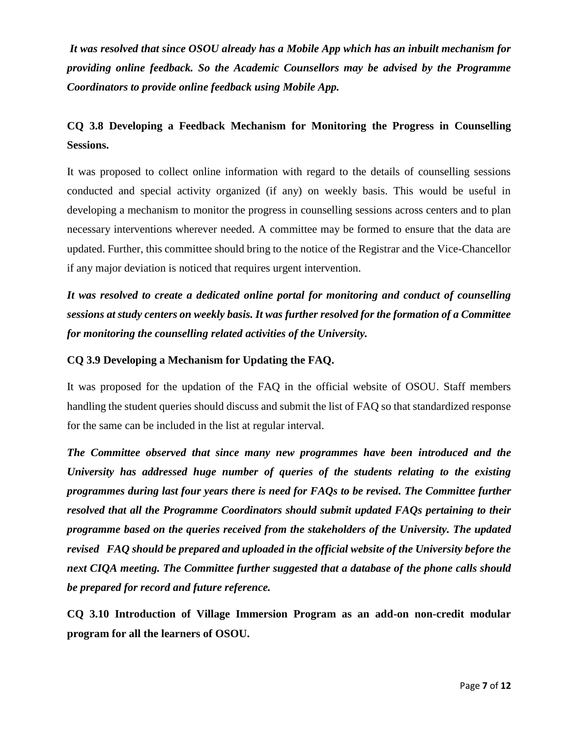***It was resolved that since OSOU already has a Mobile App which has an inbuilt mechanism for providing online feedback. So the Academic Counsellors may be advised by the Programme Coordinators to provide online feedback using Mobile App.***

**CQ 3.8 Developing a Feedback Mechanism for Monitoring the Progress in Counselling Sessions.**

It was proposed to collect online information with regard to the details of counselling sessions conducted and special activity organized (if any) on weekly basis. This would be useful in developing a mechanism to monitor the progress in counselling sessions across centers and to plan necessary interventions wherever needed. A committee may be formed to ensure that the data are updated. Further, this committee should bring to the notice of the Registrar and the Vice-Chancellor if any major deviation is noticed that requires urgent intervention.

***It was resolved to create a dedicated online portal for monitoring and conduct of counselling sessions at study centers on weekly basis. It was further resolved for the formation of a Committee for monitoring the counselling related activities of the University.***

**CQ 3.9 Developing a Mechanism for Updating the FAQ.**

It was proposed for the updation of the FAQ in the official website of OSOU. Staff members handling the student queries should discuss and submit the list of FAQ so that standardized response for the same can be included in the list at regular interval.

***The Committee observed that since many new programmes have been introduced and the University has addressed huge number of queries of the students relating to the existing programmes during last four years there is need for FAQs to be revised. The Committee further resolved that all the Programme Coordinators should submit updated FAQs pertaining to their programme based on the queries received from the stakeholders of the University. The updated revised FAQ should be prepared and uploaded in the official website of the University before the next CIQA meeting. The Committee further suggested that a database of the phone calls should be prepared for record and future reference.***

**CQ 3.10 Introduction of Village Immersion Program as an add-on non-credit modular program for all the learners of OSOU.**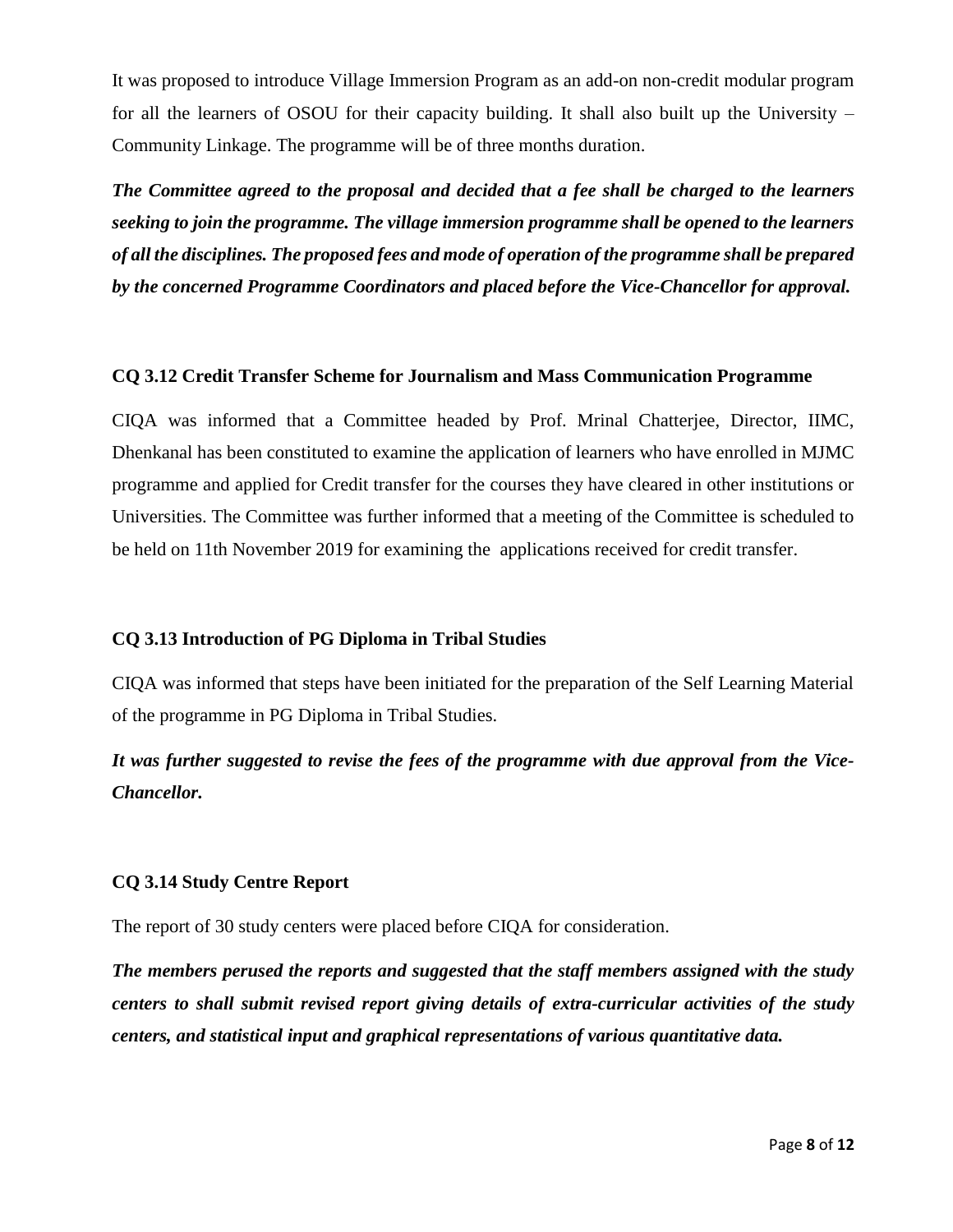It was proposed to introduce Village Immersion Program as an add-on non-credit modular program for all the learners of OSOU for their capacity building. It shall also built up the University – Community Linkage. The programme will be of three months duration.

***The Committee agreed to the proposal and decided that a fee shall be charged to the learners seeking to join the programme. The village immersion programme shall be opened to the learners of all the disciplines. The proposed fees and mode of operation of the programme shall be prepared by the concerned Programme Coordinators and placed before the Vice-Chancellor for approval.***

### CQ 3.12 Credit Transfer Scheme for Journalism and Mass Communication Programme

CIQA was informed that a Committee headed by Prof. Mrinal Chatterjee, Director, IIMC, Dhenkanal has been constituted to examine the application of learners who have enrolled in MJMC programme and applied for Credit transfer for the courses they have cleared in other institutions or Universities. The Committee was further informed that a meeting of the Committee is scheduled to be held on 11th November 2019 for examining the applications received for credit transfer.

### CQ 3.13 Introduction of PG Diploma in Tribal Studies

CIQA was informed that steps have been initiated for the preparation of the Self Learning Material of the programme in PG Diploma in Tribal Studies.

***It was further suggested to revise the fees of the programme with due approval from the Vice-Chancellor.***

### CQ 3.14 Study Centre Report

The report of 30 study centers were placed before CIQA for consideration.

***The members perused the reports and suggested that the staff members assigned with the study centers to shall submit revised report giving details of extra-curricular activities of the study centers, and statistical input and graphical representations of various quantitative data.***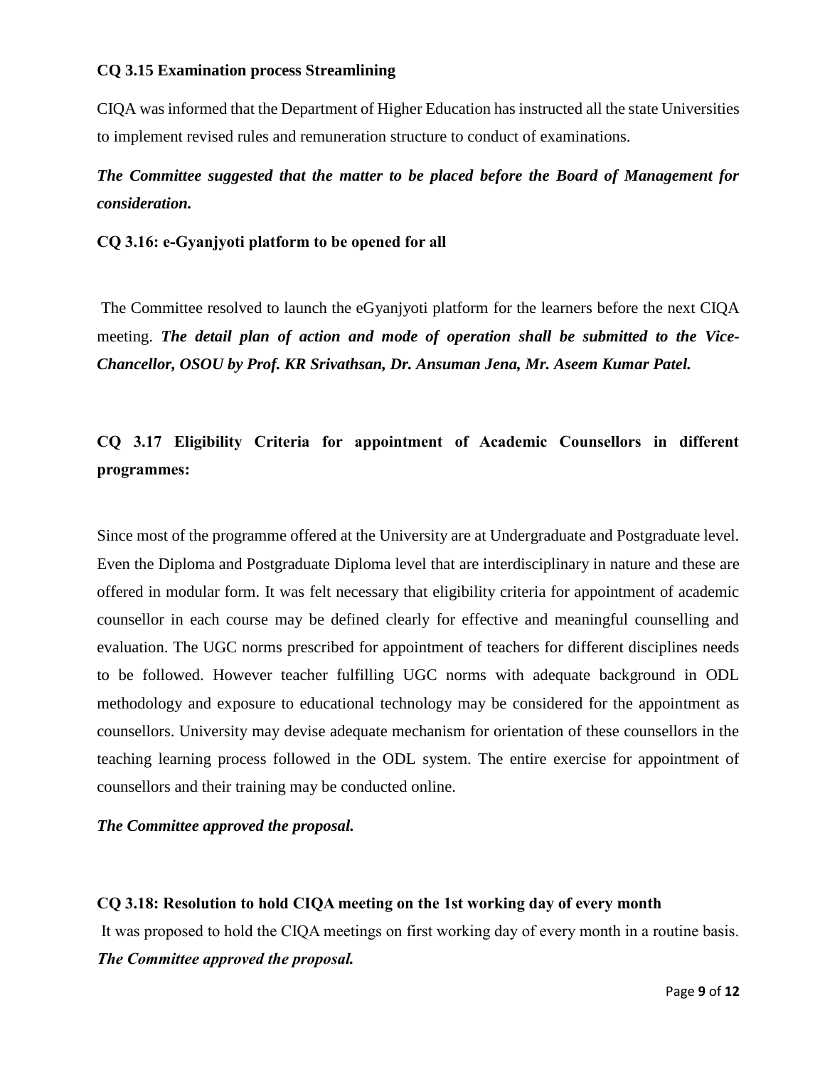**CQ 3.15 Examination process Streamlining**

CIQA was informed that the Department of Higher Education has instructed all the state Universities to implement revised rules and remuneration structure to conduct of examinations.

***The Committee suggested that the matter to be placed before the Board of Management for consideration.***

**CQ 3.16: e-Gyanjyoti platform to be opened for all**

The Committee resolved to launch the eGyanjyoti platform for the learners before the next CIQA meeting. ***The detail plan of action and mode of operation shall be submitted to the Vice-Chancellor, OSOU by Prof. KR Srivathsan, Dr. Ansuman Jena, Mr. Aseem Kumar Patel.***

**CQ 3.17 Eligibility Criteria for appointment of Academic Counsellors in different programmes:**

Since most of the programme offered at the University are at Undergraduate and Postgraduate level. Even the Diploma and Postgraduate Diploma level that are interdisciplinary in nature and these are offered in modular form. It was felt necessary that eligibility criteria for appointment of academic counsellor in each course may be defined clearly for effective and meaningful counselling and evaluation. The UGC norms prescribed for appointment of teachers for different disciplines needs to be followed. However teacher fulfilling UGC norms with adequate background in ODL methodology and exposure to educational technology may be considered for the appointment as counsellors. University may devise adequate mechanism for orientation of these counsellors in the teaching learning process followed in the ODL system. The entire exercise for appointment of counsellors and their training may be conducted online.

***The Committee approved the proposal.***

**CQ 3.18: Resolution to hold CIQA meeting on the 1st working day of every month**

It was proposed to hold the CIQA meetings on first working day of every month in a routine basis.
***The Committee approved the proposal.***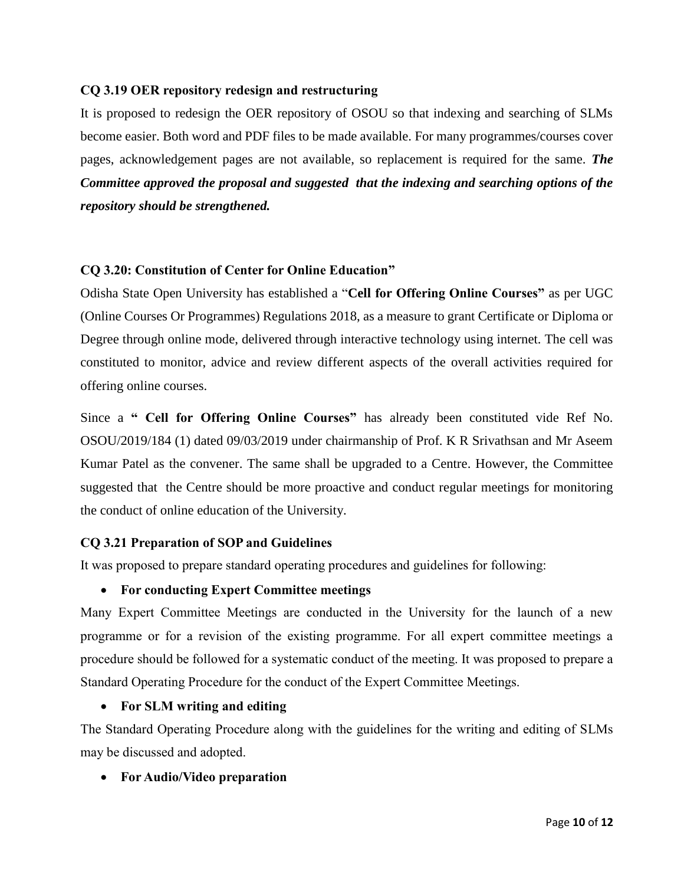**CQ 3.19 OER repository redesign and restructuring**

It is proposed to redesign the OER repository of OSOU so that indexing and searching of SLMs become easier. Both word and PDF files to be made available. For many programmes/courses cover pages, acknowledgement pages are not available, so replacement is required for the same. ***The Committee approved the proposal and suggested that the indexing and searching options of the repository should be strengthened.***

**CQ 3.20: Constitution of Center for Online Education"**

Odisha State Open University has established a "**Cell for Offering Online Courses"** as per UGC (Online Courses Or Programmes) Regulations 2018, as a measure to grant Certificate or Diploma or Degree through online mode, delivered through interactive technology using internet. The cell was constituted to monitor, advice and review different aspects of the overall activities required for offering online courses.

Since a **" Cell for Offering Online Courses"** has already been constituted vide Ref No. OSOU/2019/184 (1) dated 09/03/2019 under chairmanship of Prof. K R Srivathsan and Mr Aseem Kumar Patel as the convener. The same shall be upgraded to a Centre. However, the Committee suggested that the Centre should be more proactive and conduct regular meetings for monitoring the conduct of online education of the University.

**CQ 3.21 Preparation of SOP and Guidelines**

It was proposed to prepare standard operating procedures and guidelines for following:

- **For conducting Expert Committee meetings**

Many Expert Committee Meetings are conducted in the University for the launch of a new programme or for a revision of the existing programme. For all expert committee meetings a procedure should be followed for a systematic conduct of the meeting. It was proposed to prepare a Standard Operating Procedure for the conduct of the Expert Committee Meetings.

- **For SLM writing and editing**

The Standard Operating Procedure along with the guidelines for the writing and editing of SLMs may be discussed and adopted.

- **For Audio/Video preparation**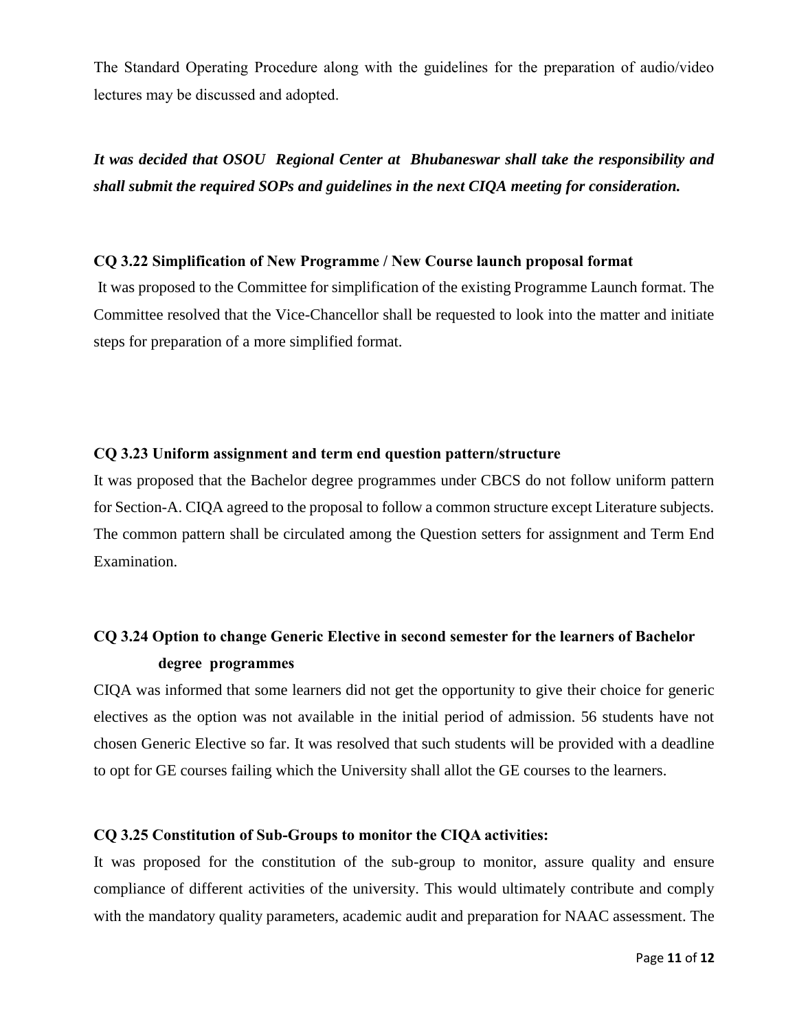The Standard Operating Procedure along with the guidelines for the preparation of audio/video lectures may be discussed and adopted.

***It was decided that OSOU Regional Center at Bhubaneswar shall take the responsibility and shall submit the required SOPs and guidelines in the next CIQA meeting for consideration.***

**CQ 3.22 Simplification of New Programme / New Course launch proposal format**

It was proposed to the Committee for simplification of the existing Programme Launch format. The Committee resolved that the Vice-Chancellor shall be requested to look into the matter and initiate steps for preparation of a more simplified format.

**CQ 3.23 Uniform assignment and term end question pattern/structure**

It was proposed that the Bachelor degree programmes under CBCS do not follow uniform pattern for Section-A. CIQA agreed to the proposal to follow a common structure except Literature subjects. The common pattern shall be circulated among the Question setters for assignment and Term End Examination.

**CQ 3.24 Option to change Generic Elective in second semester for the learners of Bachelor degree programmes**

CIQA was informed that some learners did not get the opportunity to give their choice for generic electives as the option was not available in the initial period of admission. 56 students have not chosen Generic Elective so far. It was resolved that such students will be provided with a deadline to opt for GE courses failing which the University shall allot the GE courses to the learners.

**CQ 3.25 Constitution of Sub-Groups to monitor the CIQA activities:**

It was proposed for the constitution of the sub-group to monitor, assure quality and ensure compliance of different activities of the university. This would ultimately contribute and comply with the mandatory quality parameters, academic audit and preparation for NAAC assessment. The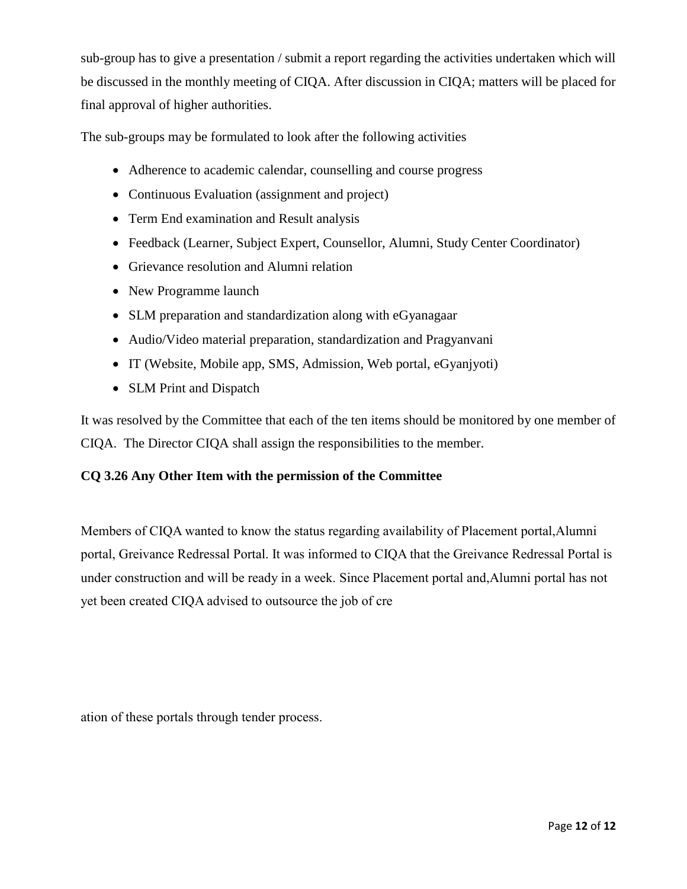sub-group has to give a presentation / submit a report regarding the activities undertaken which will be discussed in the monthly meeting of CIQA. After discussion in CIQA; matters will be placed for final approval of higher authorities.

The sub-groups may be formulated to look after the following activities

- Adherence to academic calendar, counselling and course progress
- Continuous Evaluation (assignment and project)
- Term End examination and Result analysis
- Feedback (Learner, Subject Expert, Counsellor, Alumni, Study Center Coordinator)
- Grievance resolution and Alumni relation
- New Programme launch
- SLM preparation and standardization along with eGyanagaar
- Audio/Video material preparation, standardization and Pragyanvani
- IT (Website, Mobile app, SMS, Admission, Web portal, eGyanjyoti)
- SLM Print and Dispatch

It was resolved by the Committee that each of the ten items should be monitored by one member of CIQA. The Director CIQA shall assign the responsibilities to the member.

**CQ 3.26 Any Other Item with the permission of the Committee**

Members of CIQA wanted to know the status regarding availability of Placement portal,Alumni portal, Greivance Redressal Portal. It was informed to CIQA that the Greivance Redressal Portal is under construction and will be ready in a week. Since Placement portal and,Alumni portal has not yet been created CIQA advised to outsource the job of cre

ation of these portals through tender process.